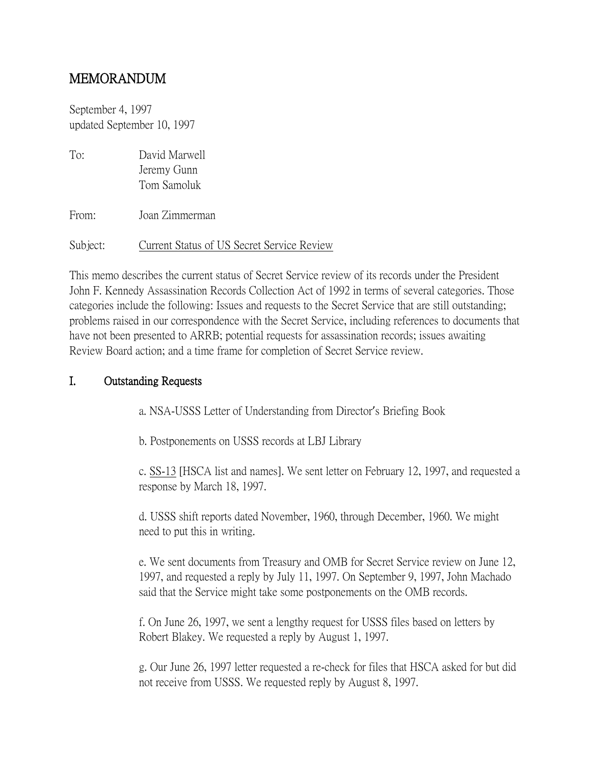# MEMORANDUM

September 4, 1997
updated September 10, 1997

To: David Marwell
Jeremy Gunn
Tom Samoluk

From: Joan Zimmerman

Subject: Current Status of US Secret Service Review

This memo describes the current status of Secret Service review of its records under the President John F. Kennedy Assassination Records Collection Act of 1992 in terms of several categories. Those categories include the following: Issues and requests to the Secret Service that are still outstanding; problems raised in our correspondence with the Secret Service, including references to documents that have not been presented to ARRB; potential requests for assassination records; issues awaiting Review Board action; and a time frame for completion of Secret Service review.

## I. Outstanding Requests

a. NSA-USSS Letter of Understanding from Director's Briefing Book

b. Postponements on USSS records at LBJ Library

c. SS-13 [HSCA list and names]. We sent letter on February 12, 1997, and requested a response by March 18, 1997.

d. USSS shift reports dated November, 1960, through December, 1960. We might need to put this in writing.

e. We sent documents from Treasury and OMB for Secret Service review on June 12, 1997, and requested a reply by July 11, 1997. On September 9, 1997, John Machado said that the Service might take some postponements on the OMB records.

f. On June 26, 1997, we sent a lengthy request for USSS files based on letters by Robert Blakey. We requested a reply by August 1, 1997.

g. Our June 26, 1997 letter requested a re-check for files that HSCA asked for but did not receive from USSS. We requested reply by August 8, 1997.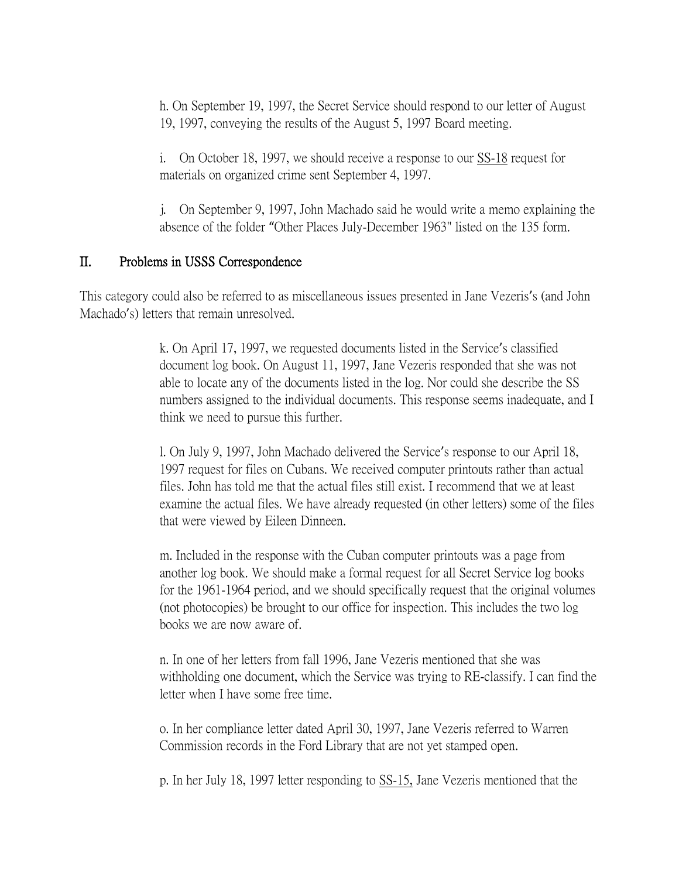h. On September 19, 1997, the Secret Service should respond to our letter of August 19, 1997, conveying the results of the August 5, 1997 Board meeting.

i. On October 18, 1997, we should receive a response to our SS-18 request for materials on organized crime sent September 4, 1997.

j. On September 9, 1997, John Machado said he would write a memo explaining the absence of the folder "Other Places July-December 1963" listed on the 135 form.

## II. Problems in USSS Correspondence

This category could also be referred to as miscellaneous issues presented in Jane Vezeris's (and John Machado's) letters that remain unresolved.

k. On April 17, 1997, we requested documents listed in the Service's classified document log book. On August 11, 1997, Jane Vezeris responded that she was not able to locate any of the documents listed in the log. Nor could she describe the SS numbers assigned to the individual documents. This response seems inadequate, and I think we need to pursue this further.

l. On July 9, 1997, John Machado delivered the Service's response to our April 18, 1997 request for files on Cubans. We received computer printouts rather than actual files. John has told me that the actual files still exist. I recommend that we at least examine the actual files. We have already requested (in other letters) some of the files that were viewed by Eileen Dinneen.

m. Included in the response with the Cuban computer printouts was a page from another log book. We should make a formal request for all Secret Service log books for the 1961-1964 period, and we should specifically request that the original volumes (not photocopies) be brought to our office for inspection. This includes the two log books we are now aware of.

n. In one of her letters from fall 1996, Jane Vezeris mentioned that she was withholding one document, which the Service was trying to RE-classify. I can find the letter when I have some free time.

o. In her compliance letter dated April 30, 1997, Jane Vezeris referred to Warren Commission records in the Ford Library that are not yet stamped open.

p. In her July 18, 1997 letter responding to SS-15, Jane Vezeris mentioned that the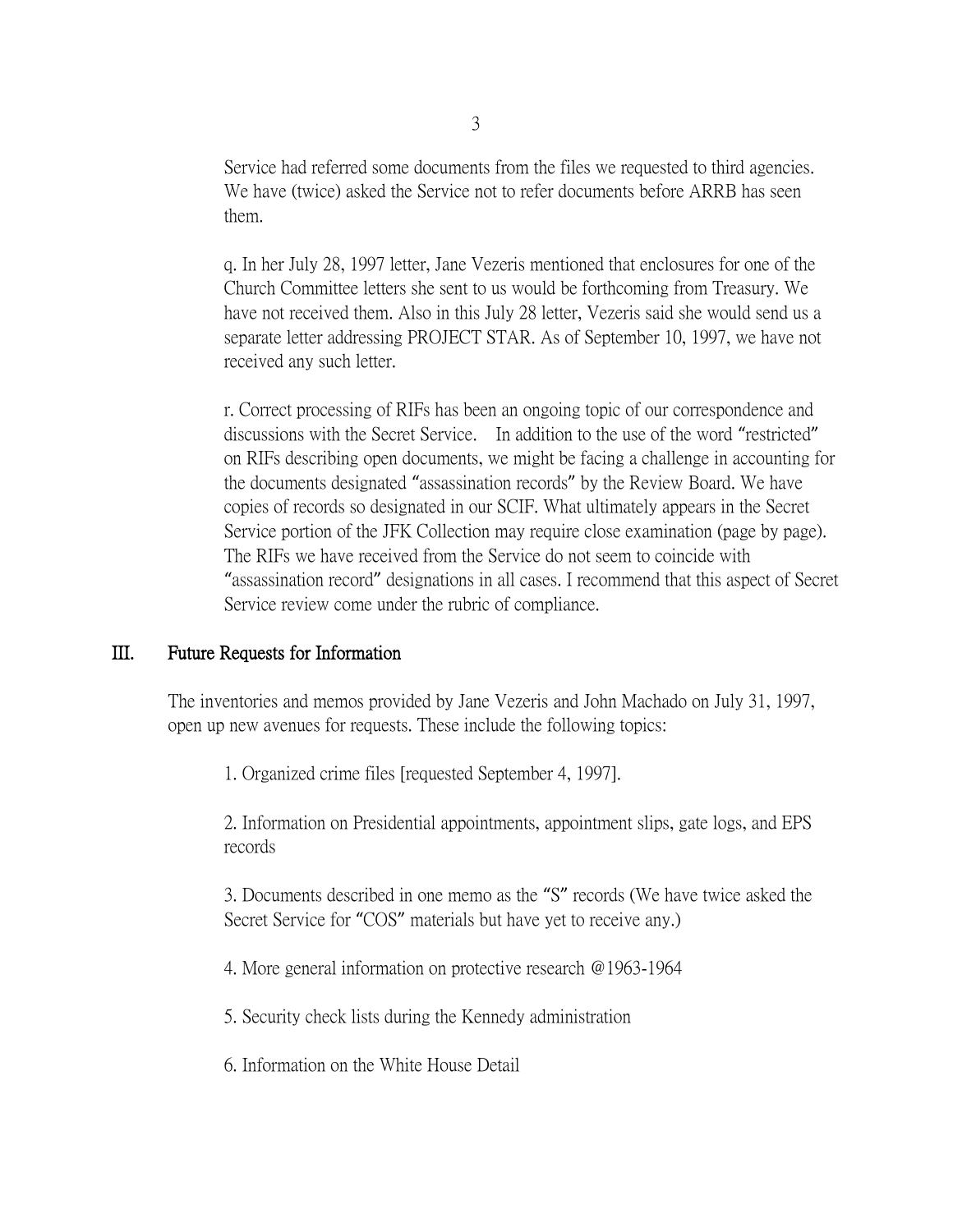Service had referred some documents from the files we requested to third agencies. We have (twice) asked the Service not to refer documents before ARRB has seen them.

q. In her July 28, 1997 letter, Jane Vezeris mentioned that enclosures for one of the Church Committee letters she sent to us would be forthcoming from Treasury. We have not received them. Also in this July 28 letter, Vezeris said she would send us a separate letter addressing PROJECT STAR. As of September 10, 1997, we have not received any such letter.

r. Correct processing of RIFs has been an ongoing topic of our correspondence and discussions with the Secret Service. In addition to the use of the word "restricted" on RIFs describing open documents, we might be facing a challenge in accounting for the documents designated "assassination records" by the Review Board. We have copies of records so designated in our SCIF. What ultimately appears in the Secret Service portion of the JFK Collection may require close examination (page by page). The RIFs we have received from the Service do not seem to coincide with "assassination record" designations in all cases. I recommend that this aspect of Secret Service review come under the rubric of compliance.

## III. Future Requests for Information

The inventories and memos provided by Jane Vezeris and John Machado on July 31, 1997, open up new avenues for requests. These include the following topics:

1. Organized crime files [requested September 4, 1997].

2. Information on Presidential appointments, appointment slips, gate logs, and EPS records

3. Documents described in one memo as the "S" records (We have twice asked the Secret Service for "COS" materials but have yet to receive any.)

4. More general information on protective research @1963-1964

5. Security check lists during the Kennedy administration

6. Information on the White House Detail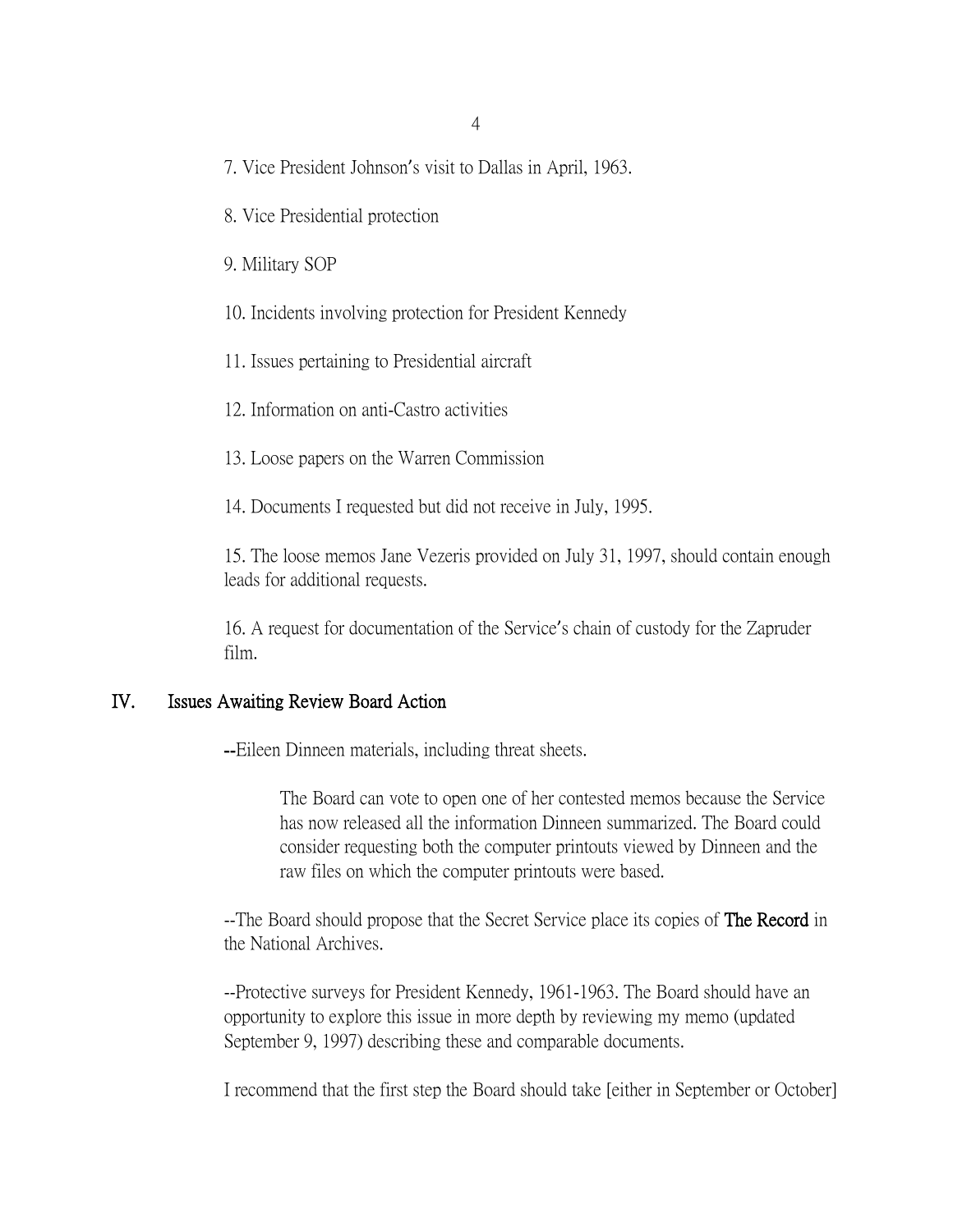7. Vice President Johnson's visit to Dallas in April, 1963.

8. Vice Presidential protection

9. Military SOP

10. Incidents involving protection for President Kennedy

11. Issues pertaining to Presidential aircraft

12. Information on anti-Castro activities

13. Loose papers on the Warren Commission

14. Documents I requested but did not receive in July, 1995.

15. The loose memos Jane Vezeris provided on July 31, 1997, should contain enough leads for additional requests.

16. A request for documentation of the Service's chain of custody for the Zapruder film.

## IV. Issues Awaiting Review Board Action

--Eileen Dinneen materials, including threat sheets.

> The Board can vote to open one of her contested memos because the Service has now released all the information Dinneen summarized. The Board could consider requesting both the computer printouts viewed by Dinneen and the raw files on which the computer printouts were based.

--The Board should propose that the Secret Service place its copies of **The Record** in the National Archives.

--Protective surveys for President Kennedy, 1961-1963. The Board should have an opportunity to explore this issue in more depth by reviewing my memo (updated September 9, 1997) describing these and comparable documents.

I recommend that the first step the Board should take [either in September or October]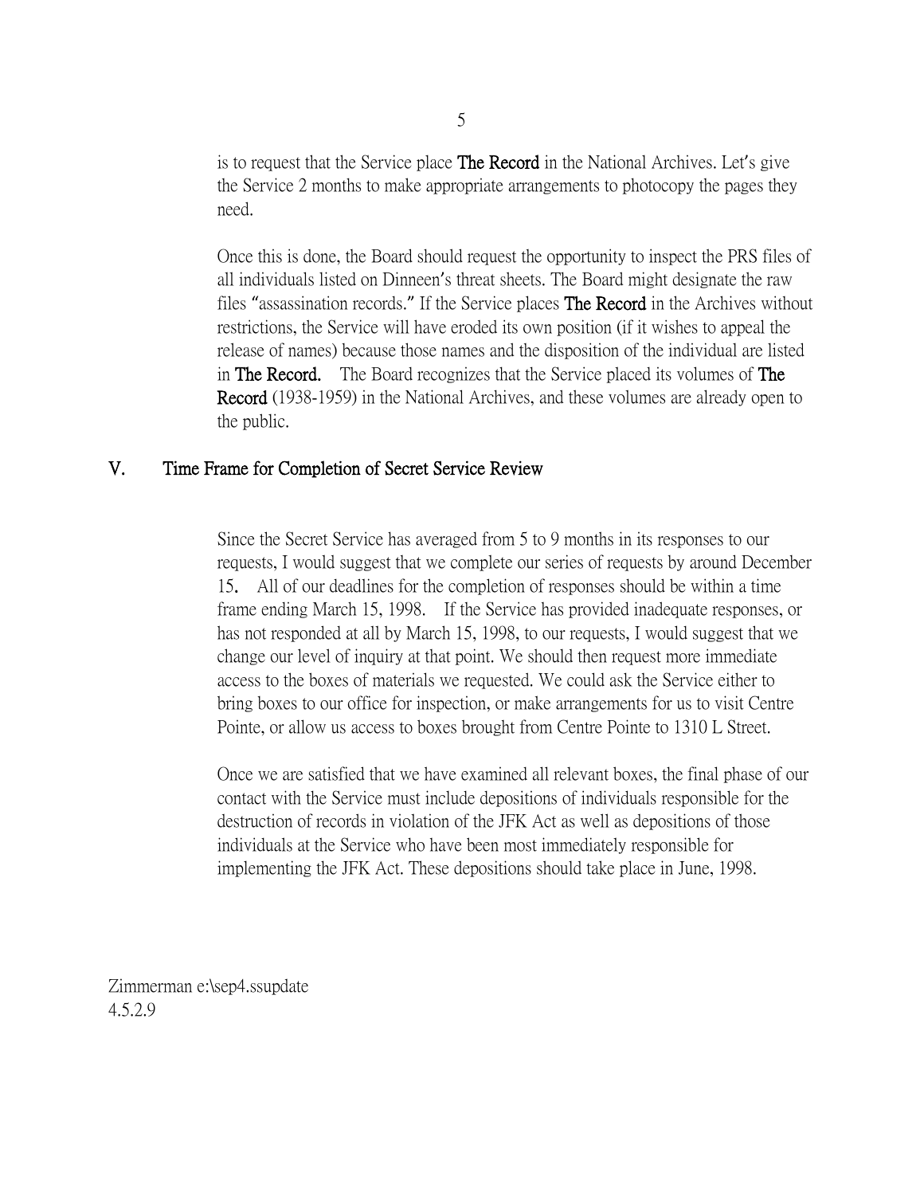is to request that the Service place **The Record** in the National Archives. Let's give the Service 2 months to make appropriate arrangements to photocopy the pages they need.

Once this is done, the Board should request the opportunity to inspect the PRS files of all individuals listed on Dinneen's threat sheets. The Board might designate the raw files "assassination records." If the Service places **The Record** in the Archives without restrictions, the Service will have eroded its own position (if it wishes to appeal the release of names) because those names and the disposition of the individual are listed in **The Record.** The Board recognizes that the Service placed its volumes of **The Record** (1938-1959) in the National Archives, and these volumes are already open to the public.

## V. Time Frame for Completion of Secret Service Review

Since the Secret Service has averaged from 5 to 9 months in its responses to our requests, I would suggest that we complete our series of requests by around December 15. All of our deadlines for the completion of responses should be within a time frame ending March 15, 1998. If the Service has provided inadequate responses, or has not responded at all by March 15, 1998, to our requests, I would suggest that we change our level of inquiry at that point. We should then request more immediate access to the boxes of materials we requested. We could ask the Service either to bring boxes to our office for inspection, or make arrangements for us to visit Centre Pointe, or allow us access to boxes brought from Centre Pointe to 1310 L Street.

Once we are satisfied that we have examined all relevant boxes, the final phase of our contact with the Service must include depositions of individuals responsible for the destruction of records in violation of the JFK Act as well as depositions of those individuals at the Service who have been most immediately responsible for implementing the JFK Act. These depositions should take place in June, 1998.

Zimmerman e:\sep4.ssupdate
4.5.2.9